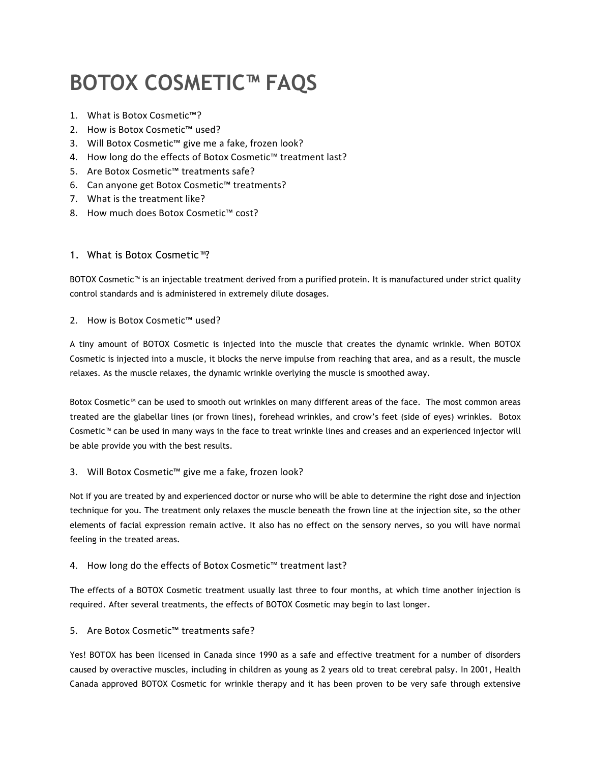# BOTOX COSMETIC™ FAQS

1. What is Botox Cosmetic™?
2. How is Botox Cosmetic™ used?
3. Will Botox Cosmetic™ give me a fake, frozen look?
4. How long do the effects of Botox Cosmetic™ treatment last?
5. Are Botox Cosmetic™ treatments safe?
6. Can anyone get Botox Cosmetic™ treatments?
7. What is the treatment like?
8. How much does Botox Cosmetic™ cost?

## 1. What is Botox Cosmetic™?

BOTOX Cosmetic™ is an injectable treatment derived from a purified protein. It is manufactured under strict quality control standards and is administered in extremely dilute dosages.

## 2. How is Botox Cosmetic™ used?

A tiny amount of BOTOX Cosmetic is injected into the muscle that creates the dynamic wrinkle. When BOTOX Cosmetic is injected into a muscle, it blocks the nerve impulse from reaching that area, and as a result, the muscle relaxes. As the muscle relaxes, the dynamic wrinkle overlying the muscle is smoothed away.

Botox Cosmetic™ can be used to smooth out wrinkles on many different areas of the face. The most common areas treated are the glabellar lines (or frown lines), forehead wrinkles, and crow's feet (side of eyes) wrinkles. Botox Cosmetic™ can be used in many ways in the face to treat wrinkle lines and creases and an experienced injector will be able provide you with the best results.

## 3. Will Botox Cosmetic™ give me a fake, frozen look?

Not if you are treated by and experienced doctor or nurse who will be able to determine the right dose and injection technique for you. The treatment only relaxes the muscle beneath the frown line at the injection site, so the other elements of facial expression remain active. It also has no effect on the sensory nerves, so you will have normal feeling in the treated areas.

## 4. How long do the effects of Botox Cosmetic™ treatment last?

The effects of a BOTOX Cosmetic treatment usually last three to four months, at which time another injection is required. After several treatments, the effects of BOTOX Cosmetic may begin to last longer.

## 5. Are Botox Cosmetic™ treatments safe?

Yes! BOTOX has been licensed in Canada since 1990 as a safe and effective treatment for a number of disorders caused by overactive muscles, including in children as young as 2 years old to treat cerebral palsy. In 2001, Health Canada approved BOTOX Cosmetic for wrinkle therapy and it has been proven to be very safe through extensive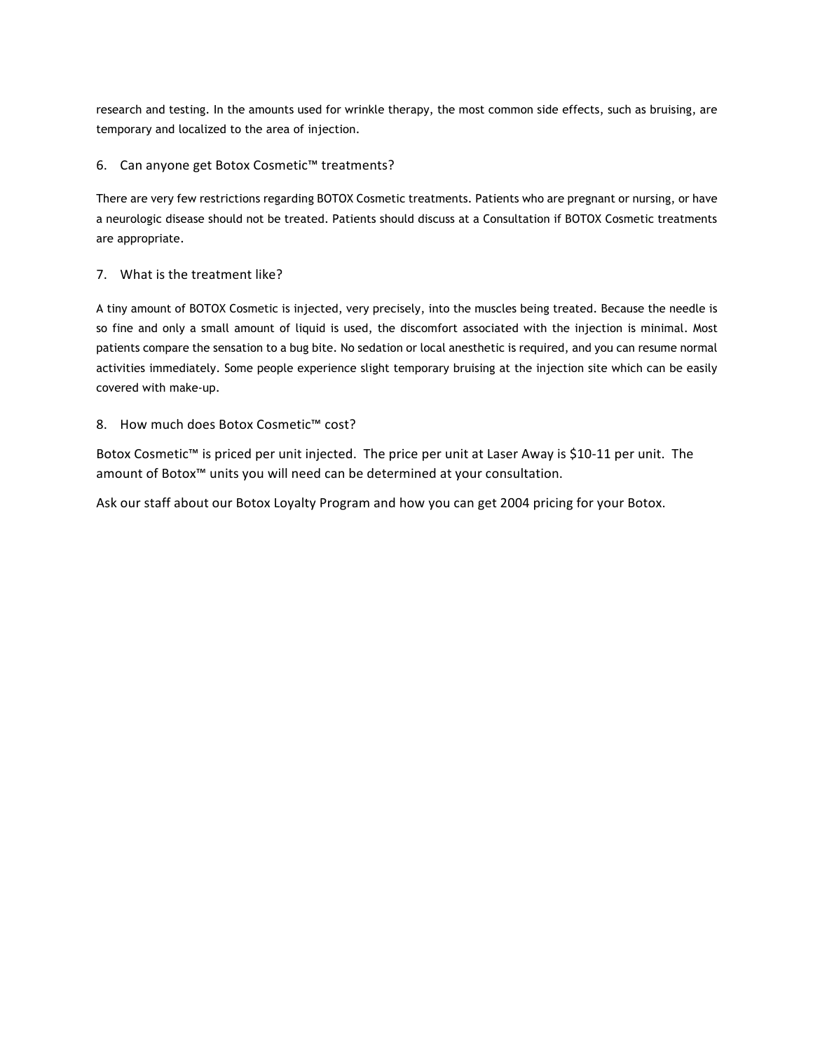research and testing. In the amounts used for wrinkle therapy, the most common side effects, such as bruising, are temporary and localized to the area of injection.

## 6. Can anyone get Botox Cosmetic™ treatments?

There are very few restrictions regarding BOTOX Cosmetic treatments. Patients who are pregnant or nursing, or have a neurologic disease should not be treated. Patients should discuss at a Consultation if BOTOX Cosmetic treatments are appropriate.

## 7. What is the treatment like?

A tiny amount of BOTOX Cosmetic is injected, very precisely, into the muscles being treated. Because the needle is so fine and only a small amount of liquid is used, the discomfort associated with the injection is minimal. Most patients compare the sensation to a bug bite. No sedation or local anesthetic is required, and you can resume normal activities immediately. Some people experience slight temporary bruising at the injection site which can be easily covered with make-up.

## 8. How much does Botox Cosmetic™ cost?

Botox Cosmetic™ is priced per unit injected. The price per unit at Laser Away is $10-11 per unit. The amount of Botox™ units you will need can be determined at your consultation.

Ask our staff about our Botox Loyalty Program and how you can get 2004 pricing for your Botox.